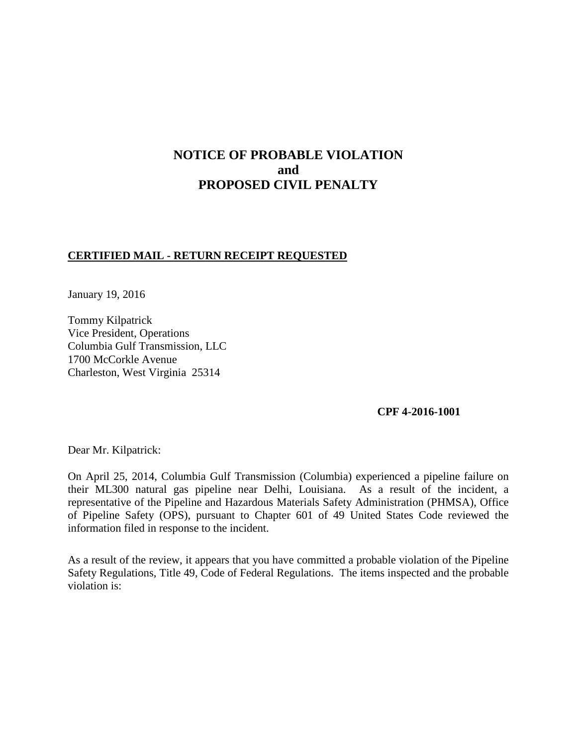# NOTICE OF PROBABLE VIOLATION
# and
# PROPOSED CIVIL PENALTY

**CERTIFIED MAIL - RETURN RECEIPT REQUESTED**

January 19, 2016

Tommy Kilpatrick
Vice President, Operations
Columbia Gulf Transmission, LLC
1700 McCorkle Avenue
Charleston, West Virginia 25314

**CPF 4-2016-1001**

Dear Mr. Kilpatrick:

On April 25, 2014, Columbia Gulf Transmission (Columbia) experienced a pipeline failure on their ML300 natural gas pipeline near Delhi, Louisiana. As a result of the incident, a representative of the Pipeline and Hazardous Materials Safety Administration (PHMSA), Office of Pipeline Safety (OPS), pursuant to Chapter 601 of 49 United States Code reviewed the information filed in response to the incident.

As a result of the review, it appears that you have committed a probable violation of the Pipeline Safety Regulations, Title 49, Code of Federal Regulations. The items inspected and the probable violation is: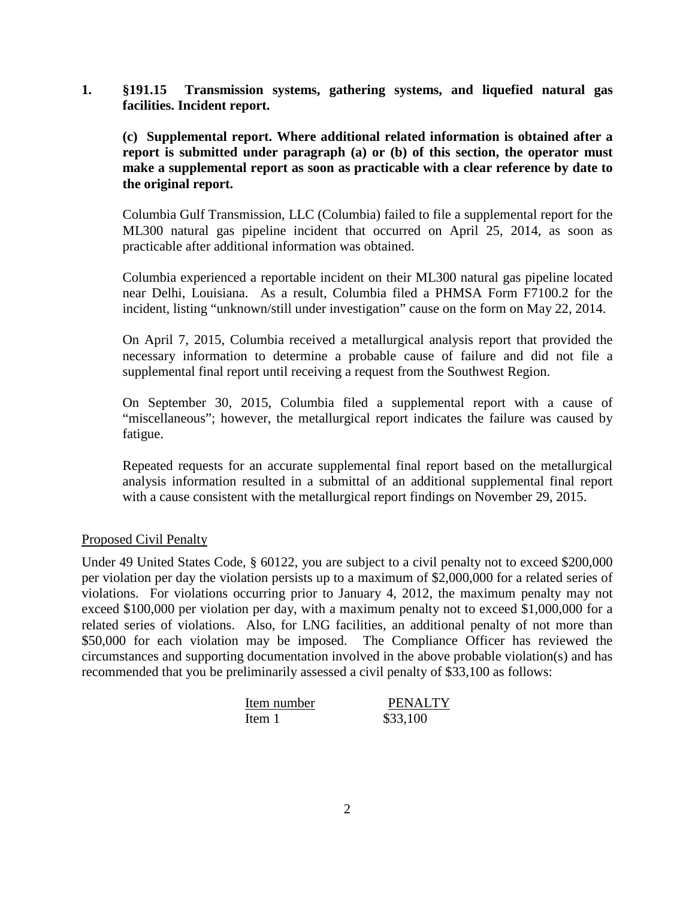**1. §191.15 Transmission systems, gathering systems, and liquefied natural gas facilities. Incident report.**

**(c) Supplemental report. Where additional related information is obtained after a report is submitted under paragraph (a) or (b) of this section, the operator must make a supplemental report as soon as practicable with a clear reference by date to the original report.**

Columbia Gulf Transmission, LLC (Columbia) failed to file a supplemental report for the ML300 natural gas pipeline incident that occurred on April 25, 2014, as soon as practicable after additional information was obtained.

Columbia experienced a reportable incident on their ML300 natural gas pipeline located near Delhi, Louisiana. As a result, Columbia filed a PHMSA Form F7100.2 for the incident, listing "unknown/still under investigation" cause on the form on May 22, 2014.

On April 7, 2015, Columbia received a metallurgical analysis report that provided the necessary information to determine a probable cause of failure and did not file a supplemental final report until receiving a request from the Southwest Region.

On September 30, 2015, Columbia filed a supplemental report with a cause of "miscellaneous"; however, the metallurgical report indicates the failure was caused by fatigue.

Repeated requests for an accurate supplemental final report based on the metallurgical analysis information resulted in a submittal of an additional supplemental final report with a cause consistent with the metallurgical report findings on November 29, 2015.

<u>Proposed Civil Penalty</u>

Under 49 United States Code, § 60122, you are subject to a civil penalty not to exceed $200,000 per violation per day the violation persists up to a maximum of $2,000,000 for a related series of violations. For violations occurring prior to January 4, 2012, the maximum penalty may not exceed $100,000 per violation per day, with a maximum penalty not to exceed $1,000,000 for a related series of violations. Also, for LNG facilities, an additional penalty of not more than $50,000 for each violation may be imposed. The Compliance Officer has reviewed the circumstances and supporting documentation involved in the above probable violation(s) and has recommended that you be preliminarily assessed a civil penalty of $33,100 as follows:

| Item number | PENALTY |
|---|---|
| Item 1 | $33,100 |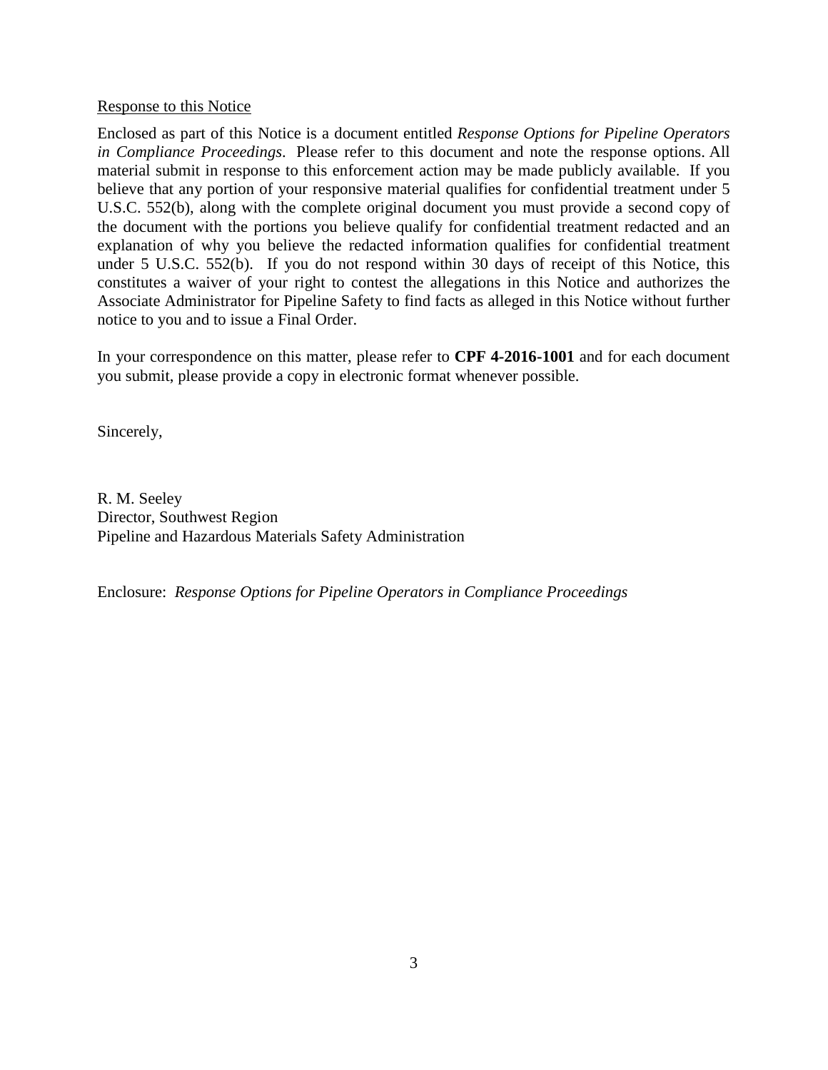Response to this Notice

Enclosed as part of this Notice is a document entitled *Response Options for Pipeline Operators in Compliance Proceedings*. Please refer to this document and note the response options. All material submit in response to this enforcement action may be made publicly available. If you believe that any portion of your responsive material qualifies for confidential treatment under 5 U.S.C. 552(b), along with the complete original document you must provide a second copy of the document with the portions you believe qualify for confidential treatment redacted and an explanation of why you believe the redacted information qualifies for confidential treatment under 5 U.S.C. 552(b). If you do not respond within 30 days of receipt of this Notice, this constitutes a waiver of your right to contest the allegations in this Notice and authorizes the Associate Administrator for Pipeline Safety to find facts as alleged in this Notice without further notice to you and to issue a Final Order.

In your correspondence on this matter, please refer to **CPF 4-2016-1001** and for each document you submit, please provide a copy in electronic format whenever possible.

Sincerely,

R. M. Seeley
Director, Southwest Region
Pipeline and Hazardous Materials Safety Administration

Enclosure: *Response Options for Pipeline Operators in Compliance Proceedings*